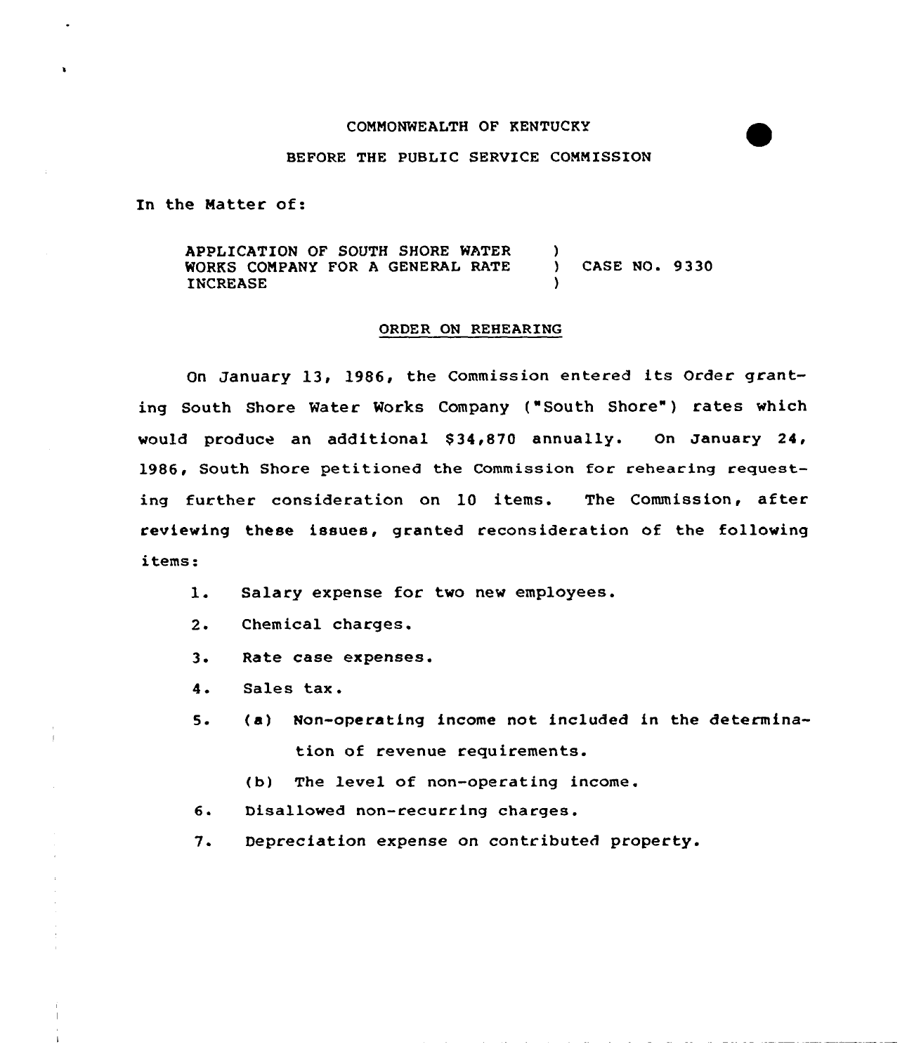COMMONWEALTH OF KENTUCKY

BEFORE THE PUBLIC SERVICE COMMISSION

In the Matter of:

| | | |
|---|---|---|
| APPLICATION OF SOUTH SHORE WATER WORKS COMPANY FOR A GENERAL RATE INCREASE | ) | CASE NO. 9330 |

## ORDER ON REHEARING

On January 13, 1986, the Commission entered its Order granting South Shore Water Works Company ("South Shore") rates which would produce an additional $34,870 annually. On January 24, 1986, South Shore petitioned the Commission for rehearing requesting further consideration on 10 items. The Commission, after reviewing these issues, granted reconsideration of the following items:

1. Salary expense for two new employees.
2. Chemical charges.
3. Rate case expenses.
4. Sales tax.
5. (a) Non-operating income not included in the determination of revenue requirements.
   (b) The level of non-operating income.
6. Disallowed non-recurring charges.
7. Depreciation expense on contributed property.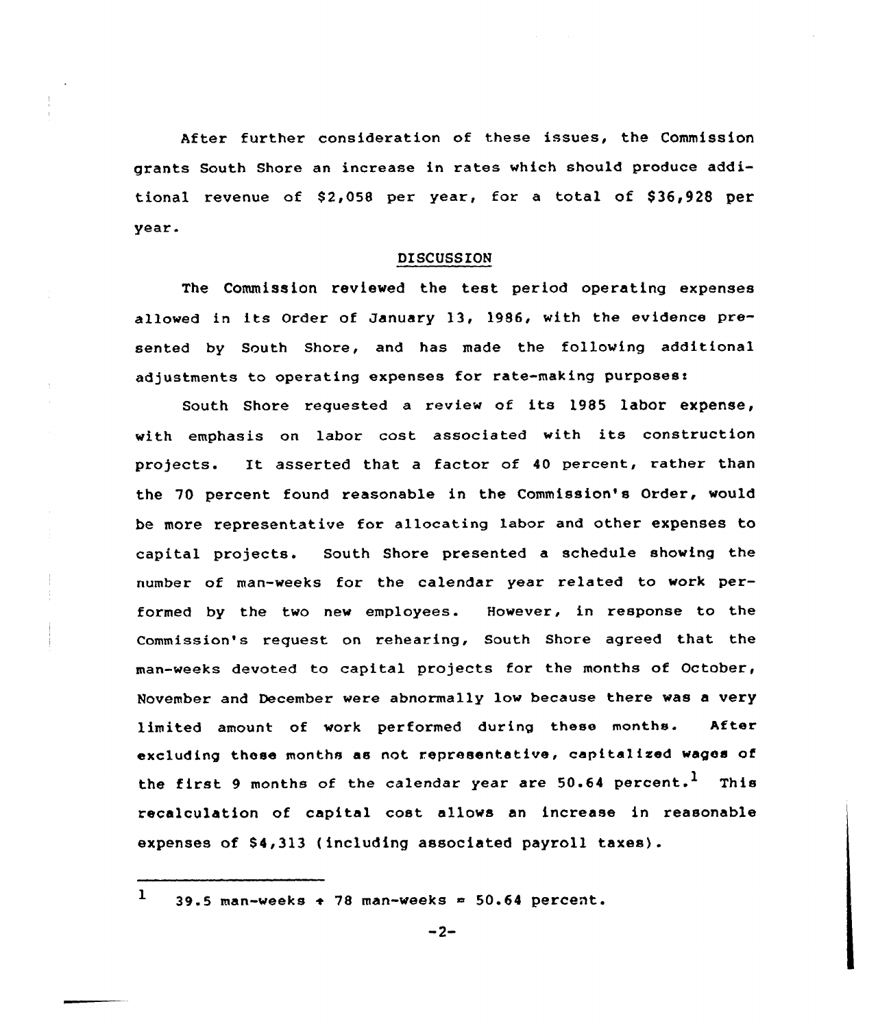After further consideration of these issues, the Commission grants South Shore an increase in rates which should produce additional revenue of $2,058 per year, for a total of $36,928 per year.

## DISCUSSION

The Commission reviewed the test period operating expenses allowed in its Order of January 13, 1986, with the evidence presented by South Shore, and has made the following additional adjustments to operating expenses for rate-making purposes:

South Shore requested a review of its 1985 labor expense, with emphasis on labor cost associated with its construction projects. It asserted that a factor of 40 percent, rather than the 70 percent found reasonable in the Commission's Order, would be more representative for allocating labor and other expenses to capital projects. South Shore presented a schedule showing the number of man-weeks for the calendar year related to work performed by the two new employees. However, in response to the Commission's request on rehearing, South Shore agreed that the man-weeks devoted to capital projects for the months of October, November and December were abnormally low because there was a very limited amount of work performed during these months. After excluding these months as not representative, capitalized wages of the first 9 months of the calendar year are 50.64 percent.[1] This recalculation of capital cost allows an increase in reasonable expenses of $4,313 (including associated payroll taxes).

---

[1] 39.5 man-weeks ÷ 78 man-weeks = 50.64 percent.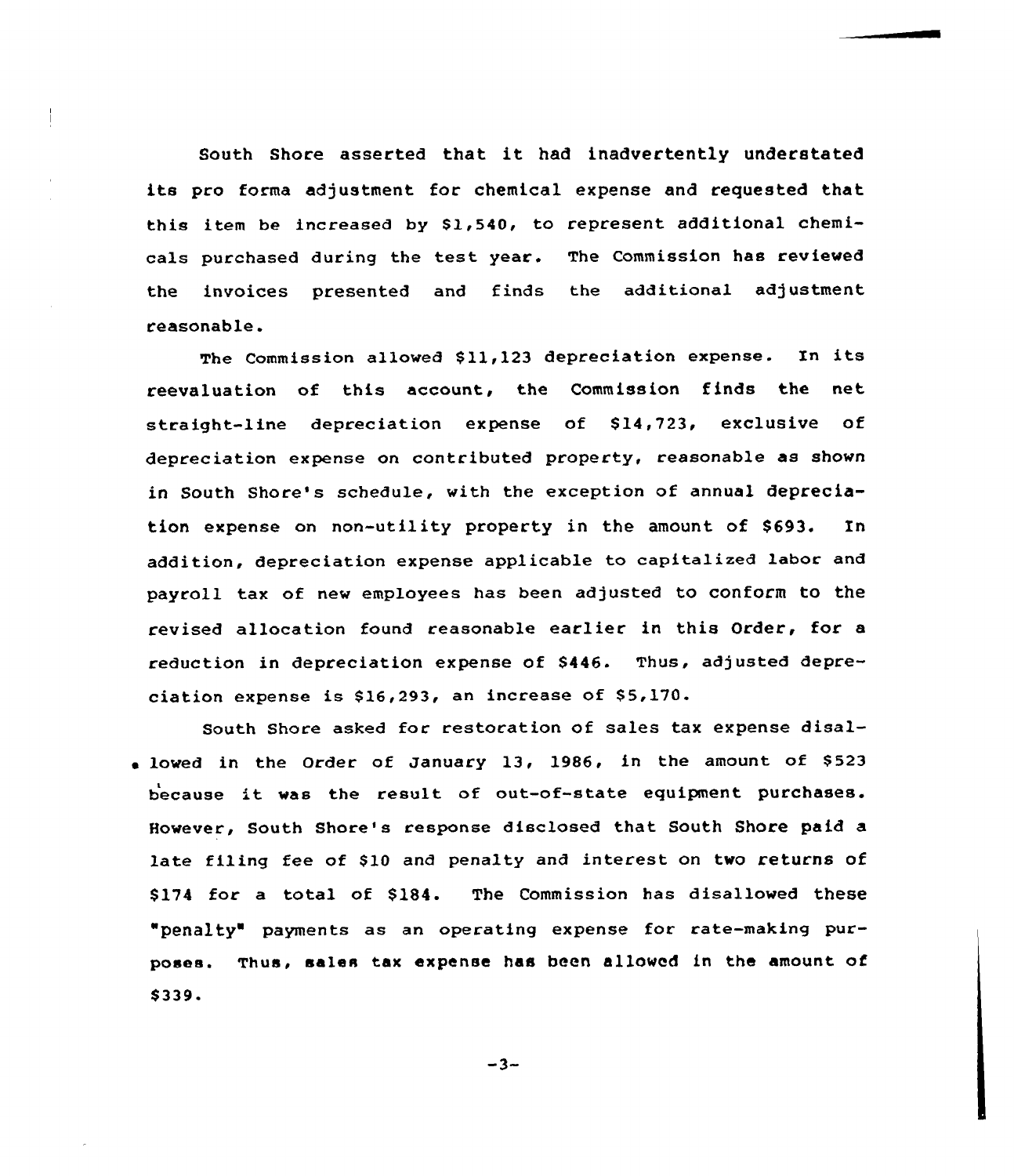South Shore asserted that it had inadvertently understated its pro forma adjustment for chemical expense and requested that this item be increased by $1,540, to represent additional chemicals purchased during the test year. The Commission has reviewed the invoices presented and finds the additional adjustment reasonable.

The Commission allowed $11,123 depreciation expense. In its reevaluation of this account, the Commission finds the net straight-line depreciation expense of $14,723, exclusive of depreciation expense on contributed property, reasonable as shown in South Shore's schedule, with the exception of annual depreciation expense on non-utility property in the amount of $693. In addition, depreciation expense applicable to capitalized labor and payroll tax of new employees has been adjusted to conform to the revised allocation found reasonable earlier in this Order, for a reduction in depreciation expense of $446. Thus, adjusted depreciation expense is $16,293, an increase of $5,170.

South Shore asked for restoration of sales tax expense disallowed in the Order of January 13, 1986, in the amount of $523 because it was the result of out-of-state equipment purchases. However, South Shore's response disclosed that South Shore paid a late filing fee of $10 and penalty and interest on two returns of $174 for a total of $184. The Commission has disallowed these "penalty" payments as an operating expense for rate-making purposes. Thus, sales tax expense has been allowed in the amount of $339.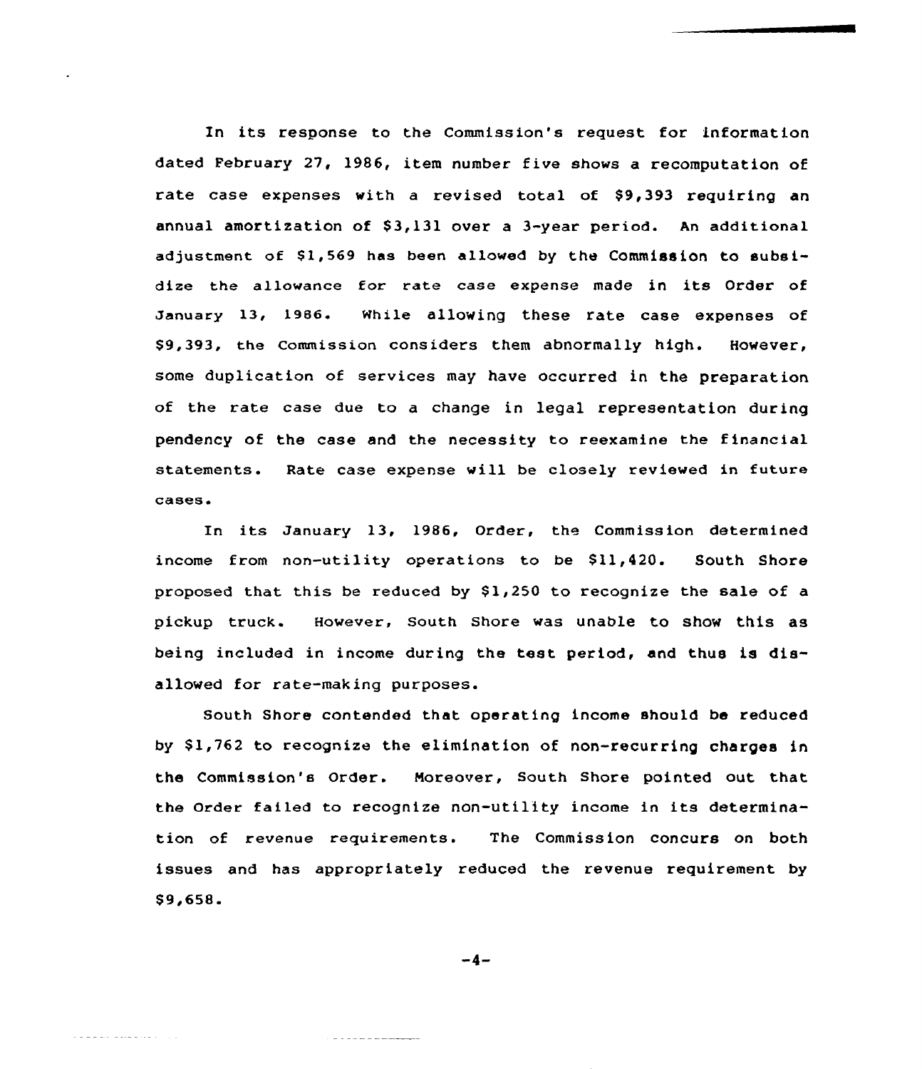In its response to the Commission's request for information dated February 27, 1986, item number five shows a recomputation of rate case expenses with a revised total of $9,393 requiring an annual amortization of $3,131 over a 3-year period. An additional adjustment of $1,569 has been allowed by the Commission to subsidize the allowance for rate case expense made in its Order of January 13, 1986. While allowing these rate case expenses of $9,393, the Commission considers them abnormally high. However, some duplication of services may have occurred in the preparation of the rate case due to a change in legal representation during pendency of the case and the necessity to reexamine the financial statements. Rate case expense will be closely reviewed in future cases.

In its January 13, 1986, Order, the Commission determined income from non-utility operations to be $11,420. South Shore proposed that this be reduced by $1,250 to recognize the sale of a pickup truck. However, South Shore was unable to show this as being included in income during the test period, and thus is disallowed for rate-making purposes.

South Shore contended that operating income should be reduced by $1,762 to recognize the elimination of non-recurring charges in the Commission's Order. Moreover, South Shore pointed out that the Order failed to recognize non-utility income in its determination of revenue requirements. The Commission concurs on both issues and has appropriately reduced the revenue requirement by $9,658.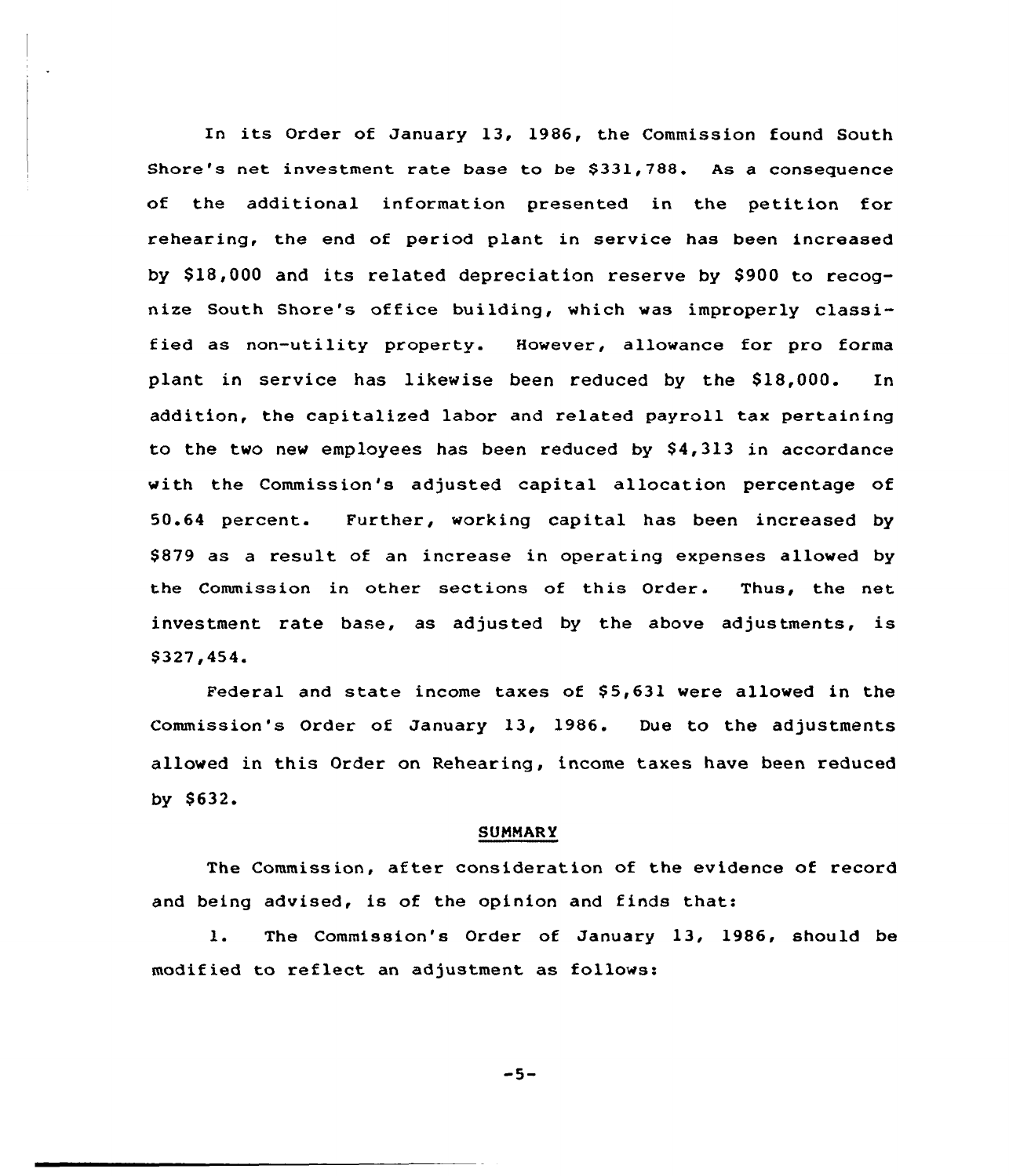In its Order of January 13, 1986, the Commission found South Shore's net investment rate base to be $331,788. As a consequence of the additional information presented in the petition for rehearing, the end of period plant in service has been increased by $18,000 and its related depreciation reserve by $900 to recognize South Shore's office building, which was improperly classified as non-utility property. However, allowance for pro forma plant in service has likewise been reduced by the $18,000. In addition, the capitalized labor and related payroll tax pertaining to the two new employees has been reduced by $4,313 in accordance with the Commission's adjusted capital allocation percentage of 50.64 percent. Further, working capital has been increased by $879 as a result of an increase in operating expenses allowed by the Commission in other sections of this Order. Thus, the net investment rate base, as adjusted by the above adjustments, is $327,454.

Federal and state income taxes of $5,631 were allowed in the Commission's Order of January 13, 1986. Due to the adjustments allowed in this Order on Rehearing, income taxes have been reduced by $632.

## SUMMARY

The Commission, after consideration of the evidence of record and being advised, is of the opinion and finds that:

1. The Commission's Order of January 13, 1986, should be modified to reflect an adjustment as follows: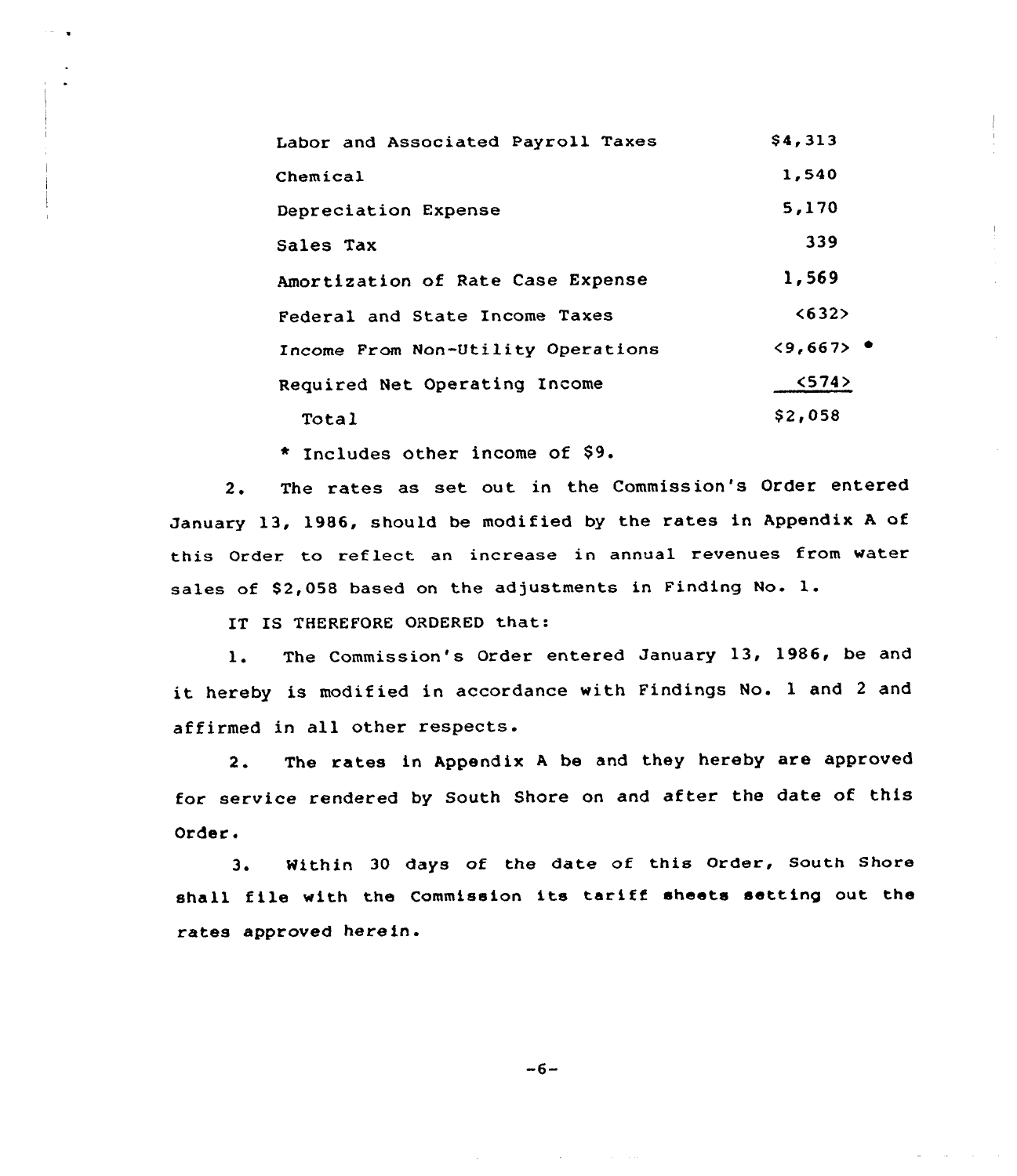| | |
|---|---|
| Labor and Associated Payroll Taxes | $4,313 |
| Chemical | 1,540 |
| Depreciation Expense | 5,170 |
| Sales Tax | 339 |
| Amortization of Rate Case Expense | 1,569 |
| Federal and State Income Taxes | <632> |
| Income From Non-Utility Operations | <9,667> * |
| Required Net Operating Income | <574> |
| Total | $2,058 |

* Includes other income of $9.

2. The rates as set out in the Commission's Order entered January 13, 1986, should be modified by the rates in Appendix A of this Order to reflect an increase in annual revenues from water sales of $2,058 based on the adjustments in Finding No. 1.

IT IS THEREFORE ORDERED that:

1. The Commission's Order entered January 13, 1986, be and it hereby is modified in accordance with Findings No. 1 and 2 and affirmed in all other respects.

2. The rates in Appendix A be and they hereby are approved for service rendered by South Shore on and after the date of this Order.

3. Within 30 days of the date of this Order, South Shore shall file with the Commission its tariff sheets setting out the rates approved herein.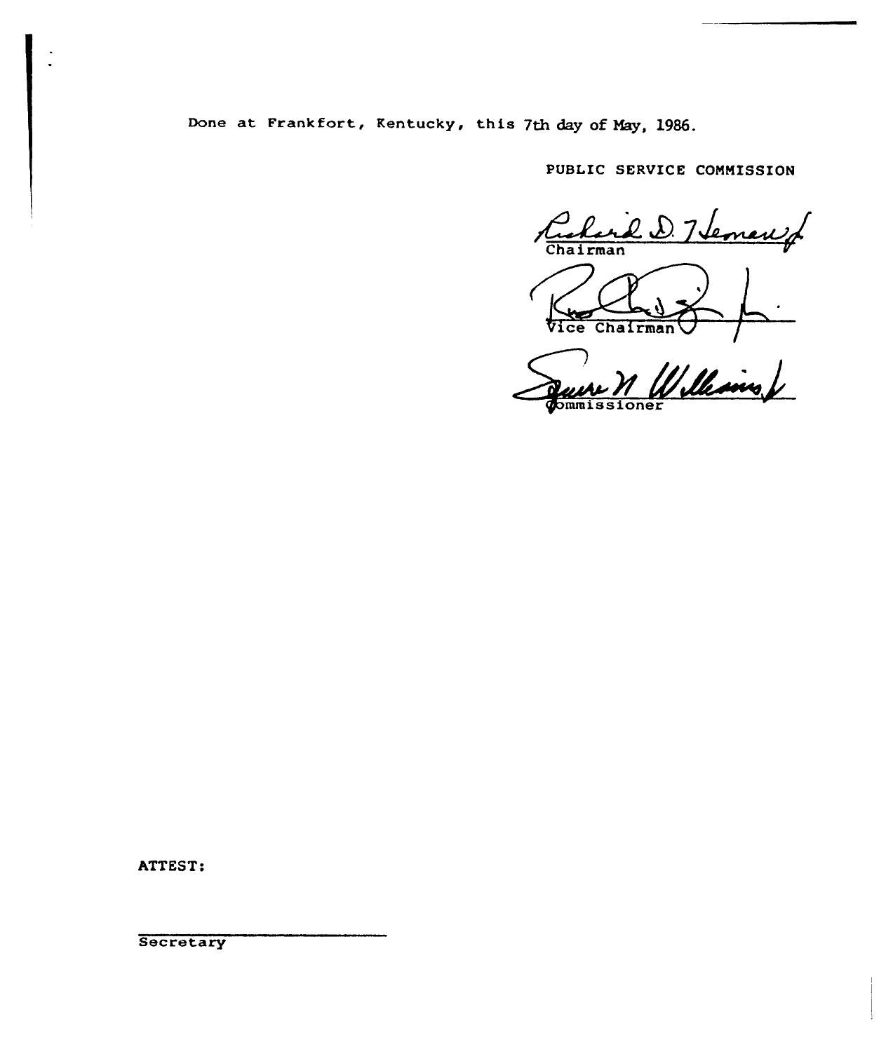Done at Frankfort, Kentucky, this 7th day of May, 1986.

PUBLIC SERVICE COMMISSION

Chairman

Vice Chairman

Commissioner

ATTEST:

Secretary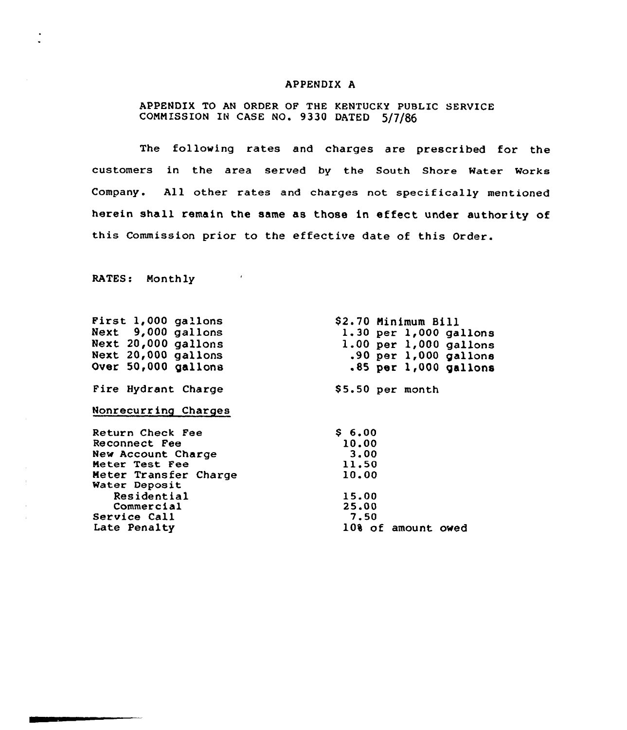# APPENDIX A

APPENDIX TO AN ORDER OF THE KENTUCKY PUBLIC SERVICE COMMISSION IN CASE NO. 9330 DATED 5/7/86

The following rates and charges are prescribed for the customers in the area served by the South Shore Water Works Company. All other rates and charges not specifically mentioned herein shall remain the same as those in effect under authority of this Commission prior to the effective date of this Order.

RATES: Monthly

| | |
|---|---|
| First 1,000 gallons | $2.70 Minimum Bill |
| Next 9,000 gallons | 1.30 per 1,000 gallons |
| Next 20,000 gallons | 1.00 per 1,000 gallons |
| Next 20,000 gallons | .90 per 1,000 gallons |
| Over 50,000 gallons | .85 per 1,000 gallons |
| Fire Hydrant Charge | $5.50 per month |

Nonrecurring Charges

| | |
|---|---|
| Return Check Fee | $ 6.00 |
| Reconnect Fee | 10.00 |
| New Account Charge | 3.00 |
| Meter Test Fee | 11.50 |
| Meter Transfer Charge | 10.00 |
| Water Deposit | |
| Residential | 15.00 |
| Commercial | 25.00 |
| Service Call | 7.50 |
| Late Penalty | 10% of amount owed |